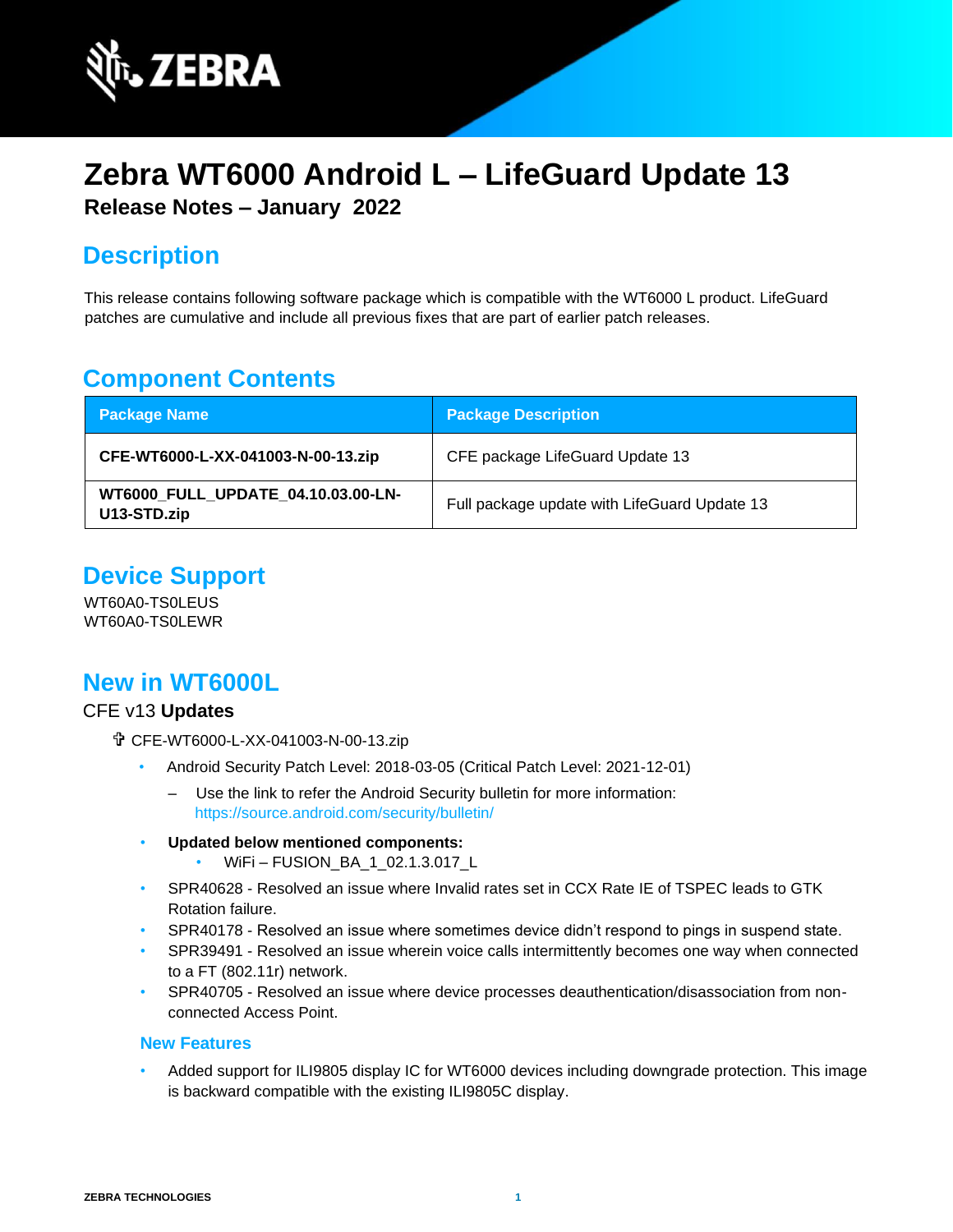# Zebra WT6000 Android L – LifeGuard Update 13

**Release Notes – January 2022**

## Description

This release contains following software package which is compatible with the WT6000 L product. LifeGuard patches are cumulative and include all previous fixes that are part of earlier patch releases.

## Component Contents

| Package Name | Package Description |
| --- | --- |
| **CFE-WT6000-L-XX-041003-N-00-13.zip** | CFE package LifeGuard Update 13 |
| **WT6000_FULL_UPDATE_04.10.03.00-LN-U13-STD.zip** | Full package update with LifeGuard Update 13 |

## Device Support

WT60A0-TS0LEUS
WT60A0-TS0LEWR

## New in WT6000L

### CFE v13 **Updates**

- CFE-WT6000-L-XX-041003-N-00-13.zip
  - Android Security Patch Level: 2018-03-05 (Critical Patch Level: 2021-12-01)
    - Use the link to refer the Android Security bulletin for more information: https://source.android.com/security/bulletin/
  - **Updated below mentioned components:**
    - WiFi – FUSION_BA_1_02.1.3.017_L
  - SPR40628 - Resolved an issue where Invalid rates set in CCX Rate IE of TSPEC leads to GTK Rotation failure.
  - SPR40178 - Resolved an issue where sometimes device didn't respond to pings in suspend state.
  - SPR39491 - Resolved an issue wherein voice calls intermittently becomes one way when connected to a FT (802.11r) network.
  - SPR40705 - Resolved an issue where device processes deauthentication/disassociation from non-connected Access Point.

#### New Features

- Added support for ILI9805 display IC for WT6000 devices including downgrade protection. This image is backward compatible with the existing ILI9805C display.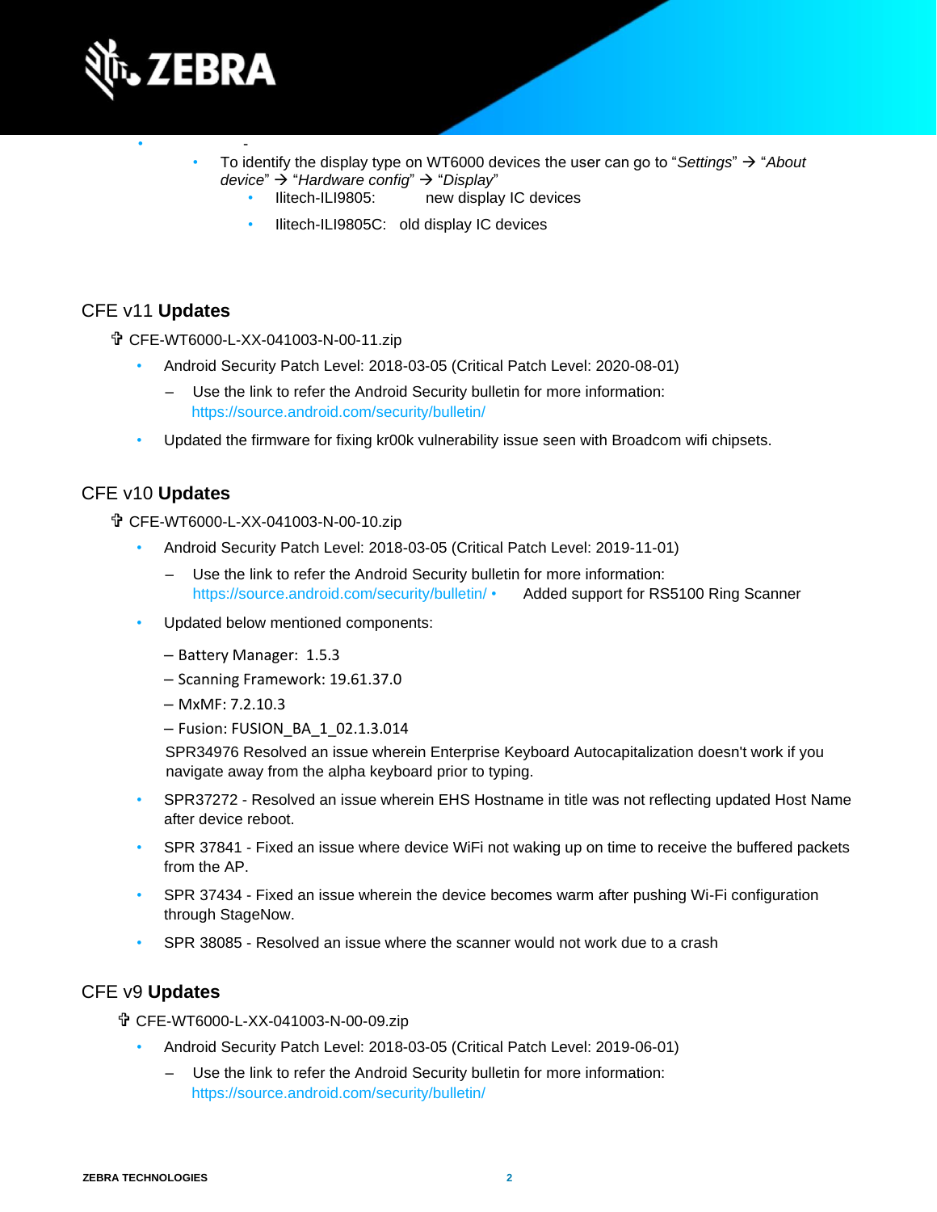- -
  - To identify the display type on WT6000 devices the user can go to “*Settings*” → “*About device*” → “*Hardware config*” → “*Display*”
    - Ilitech-ILI9805: new display IC devices
    - Ilitech-ILI9805C: old display IC devices

## CFE v11 **Updates**

✞ CFE-WT6000-L-XX-041003-N-00-11.zip

- Android Security Patch Level: 2018-03-05 (Critical Patch Level: 2020-08-01)
  - Use the link to refer the Android Security bulletin for more information: https://source.android.com/security/bulletin/
- Updated the firmware for fixing kr00k vulnerability issue seen with Broadcom wifi chipsets.

## CFE v10 **Updates**

✞ CFE-WT6000-L-XX-041003-N-00-10.zip

- Android Security Patch Level: 2018-03-05 (Critical Patch Level: 2019-11-01)
  - Use the link to refer the Android Security bulletin for more information: https://source.android.com/security/bulletin/
- Added support for RS5100 Ring Scanner
- Updated below mentioned components:

  – Battery Manager: 1.5.3

  – Scanning Framework: 19.61.37.0

  – MxMF: 7.2.10.3

  – Fusion: FUSION_BA_1_02.1.3.014

  SPR34976 Resolved an issue wherein Enterprise Keyboard Autocapitalization doesn't work if you navigate away from the alpha keyboard prior to typing.
- SPR37272 - Resolved an issue wherein EHS Hostname in title was not reflecting updated Host Name after device reboot.
- SPR 37841 - Fixed an issue where device WiFi not waking up on time to receive the buffered packets from the AP.
- SPR 37434 - Fixed an issue wherein the device becomes warm after pushing Wi-Fi configuration through StageNow.
- SPR 38085 - Resolved an issue where the scanner would not work due to a crash

## CFE v9 **Updates**

✞ CFE-WT6000-L-XX-041003-N-00-09.zip

- Android Security Patch Level: 2018-03-05 (Critical Patch Level: 2019-06-01)
  - Use the link to refer the Android Security bulletin for more information: https://source.android.com/security/bulletin/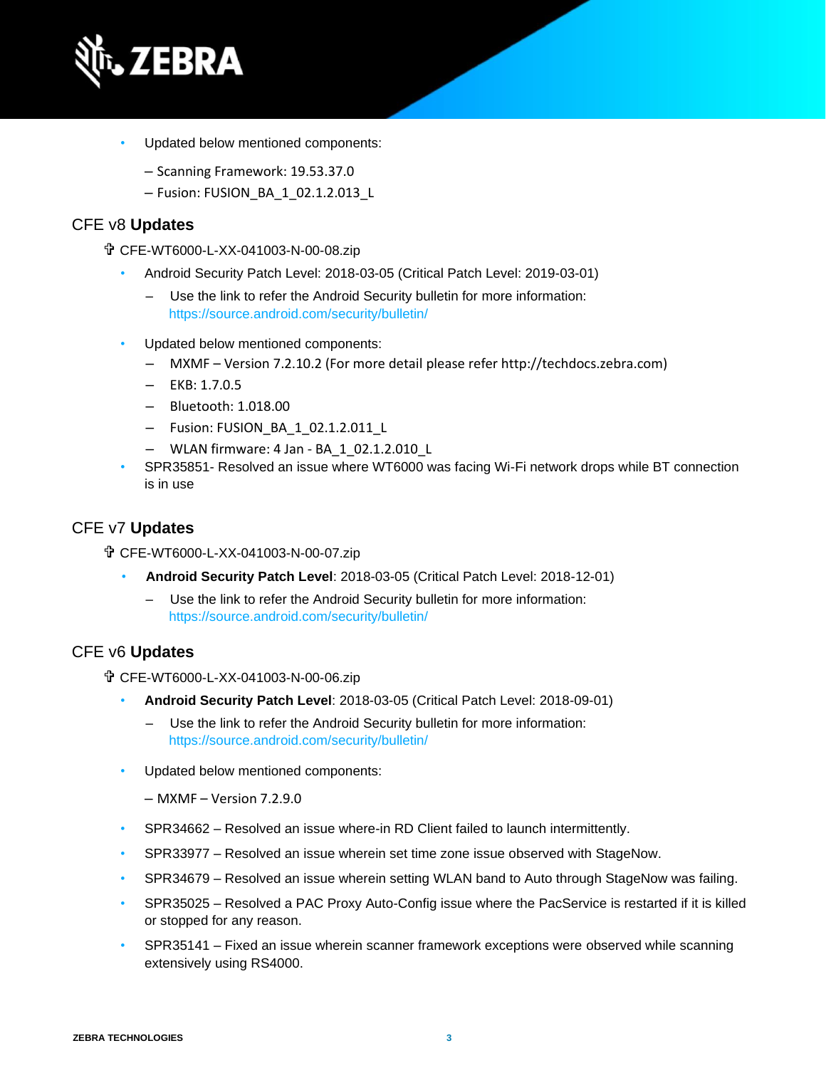- Updated below mentioned components:

  – Scanning Framework: 19.53.37.0

  – Fusion: FUSION_BA_1_02.1.2.013_L

## CFE v8 **Updates**

🕆 CFE-WT6000-L-XX-041003-N-00-08.zip

- Android Security Patch Level: 2018-03-05 (Critical Patch Level: 2019-03-01)
  - Use the link to refer the Android Security bulletin for more information: https://source.android.com/security/bulletin/
- Updated below mentioned components:
  - MXMF – Version 7.2.10.2 (For more detail please refer http://techdocs.zebra.com)
  - EKB: 1.7.0.5
  - Bluetooth: 1.018.00
  - Fusion: FUSION_BA_1_02.1.2.011_L
  - WLAN firmware: 4 Jan - BA_1_02.1.2.010_L
- SPR35851- Resolved an issue where WT6000 was facing Wi-Fi network drops while BT connection is in use

## CFE v7 **Updates**

🕆 CFE-WT6000-L-XX-041003-N-00-07.zip

- **Android Security Patch Level**: 2018-03-05 (Critical Patch Level: 2018-12-01)
  - Use the link to refer the Android Security bulletin for more information: https://source.android.com/security/bulletin/

## CFE v6 **Updates**

🕆 CFE-WT6000-L-XX-041003-N-00-06.zip

- **Android Security Patch Level**: 2018-03-05 (Critical Patch Level: 2018-09-01)
  - Use the link to refer the Android Security bulletin for more information: https://source.android.com/security/bulletin/
- Updated below mentioned components:

  – MXMF – Version 7.2.9.0

- SPR34662 – Resolved an issue where-in RD Client failed to launch intermittently.
- SPR33977 – Resolved an issue wherein set time zone issue observed with StageNow.
- SPR34679 – Resolved an issue wherein setting WLAN band to Auto through StageNow was failing.
- SPR35025 – Resolved a PAC Proxy Auto-Config issue where the PacService is restarted if it is killed or stopped for any reason.
- SPR35141 – Fixed an issue wherein scanner framework exceptions were observed while scanning extensively using RS4000.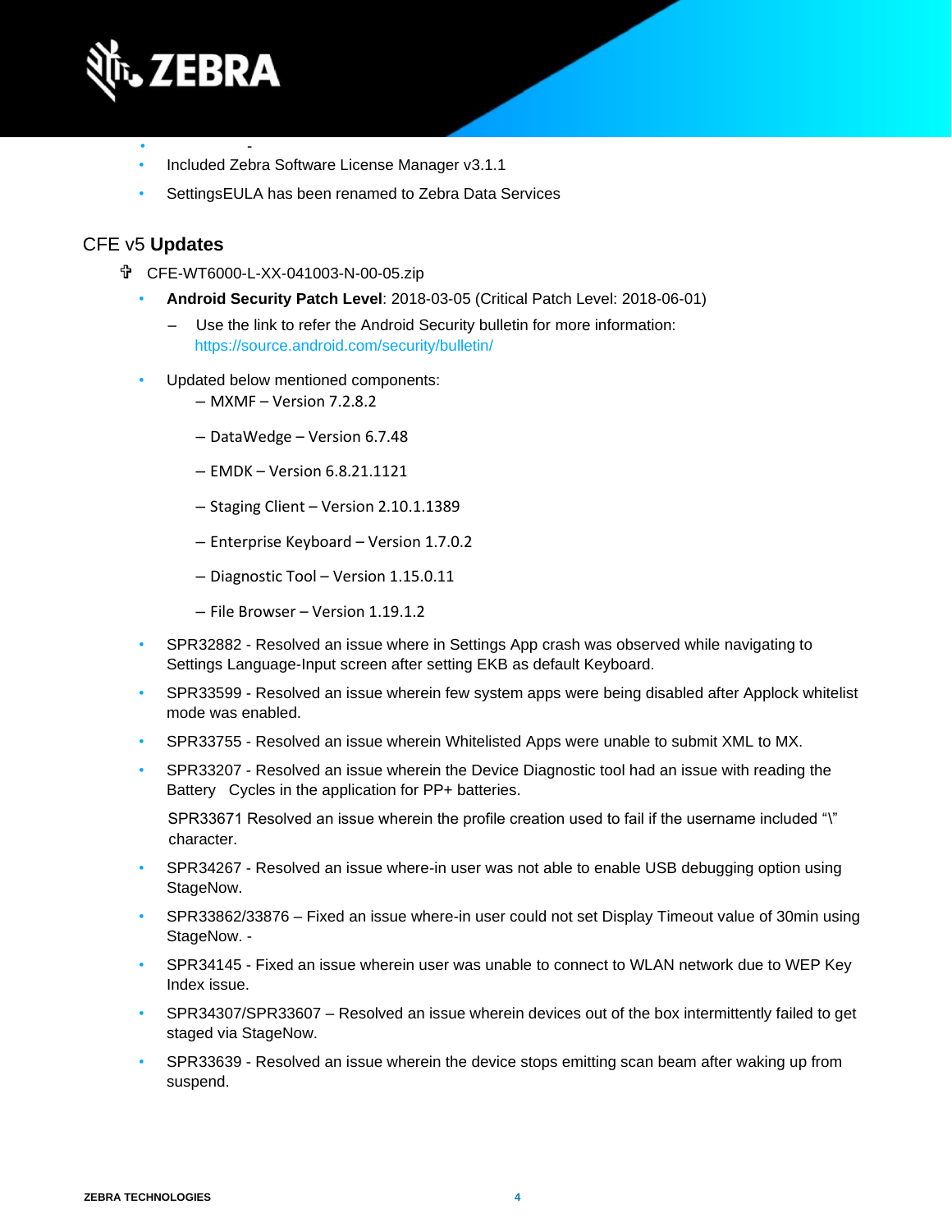- -
- Included Zebra Software License Manager v3.1.1
- SettingsEULA has been renamed to Zebra Data Services

## CFE v5 **Updates**

- CFE-WT6000-L-XX-041003-N-00-05.zip
  - **Android Security Patch Level**: 2018-03-05 (Critical Patch Level: 2018-06-01)
    - Use the link to refer the Android Security bulletin for more information: https://source.android.com/security/bulletin/
  - Updated below mentioned components:
    - MXMF – Version 7.2.8.2
    - DataWedge – Version 6.7.48
    - EMDK – Version 6.8.21.1121
    - Staging Client – Version 2.10.1.1389
    - Enterprise Keyboard – Version 1.7.0.2
    - Diagnostic Tool – Version 1.15.0.11
    - File Browser – Version 1.19.1.2
  - SPR32882 - Resolved an issue where in Settings App crash was observed while navigating to Settings Language-Input screen after setting EKB as default Keyboard.
  - SPR33599 - Resolved an issue wherein few system apps were being disabled after Applock whitelist mode was enabled.
  - SPR33755 - Resolved an issue wherein Whitelisted Apps were unable to submit XML to MX.
  - SPR33207 - Resolved an issue wherein the Device Diagnostic tool had an issue with reading the Battery Cycles in the application for PP+ batteries.

    SPR33671 Resolved an issue wherein the profile creation used to fail if the username included "\" character.
  - SPR34267 - Resolved an issue where-in user was not able to enable USB debugging option using StageNow.
  - SPR33862/33876 – Fixed an issue where-in user could not set Display Timeout value of 30min using StageNow. -
  - SPR34145 - Fixed an issue wherein user was unable to connect to WLAN network due to WEP Key Index issue.
  - SPR34307/SPR33607 – Resolved an issue wherein devices out of the box intermittently failed to get staged via StageNow.
  - SPR33639 - Resolved an issue wherein the device stops emitting scan beam after waking up from suspend.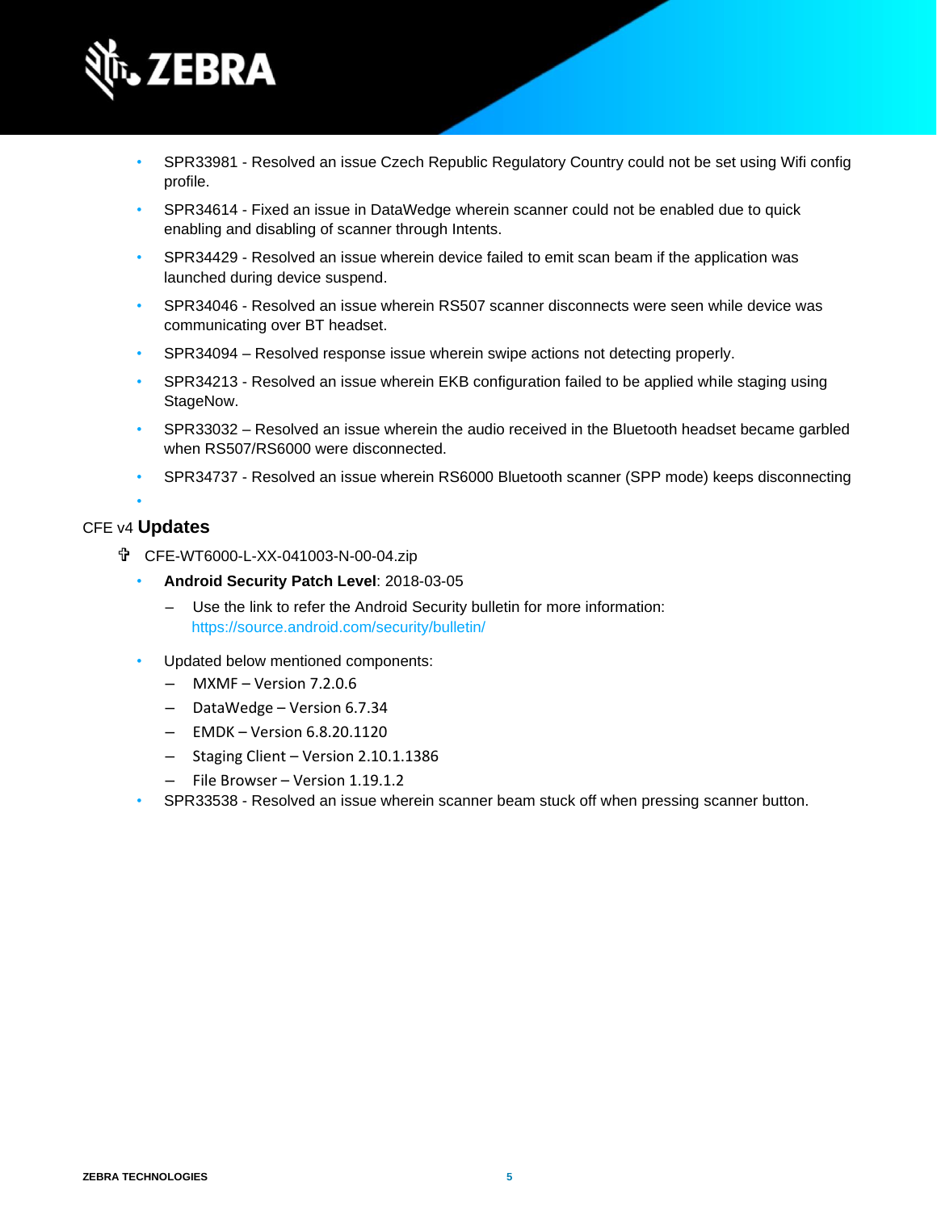- SPR33981 - Resolved an issue Czech Republic Regulatory Country could not be set using Wifi config profile.
- SPR34614 - Fixed an issue in DataWedge wherein scanner could not be enabled due to quick enabling and disabling of scanner through Intents.
- SPR34429 - Resolved an issue wherein device failed to emit scan beam if the application was launched during device suspend.
- SPR34046 - Resolved an issue wherein RS507 scanner disconnects were seen while device was communicating over BT headset.
- SPR34094 – Resolved response issue wherein swipe actions not detecting properly.
- SPR34213 - Resolved an issue wherein EKB configuration failed to be applied while staging using StageNow.
- SPR33032 – Resolved an issue wherein the audio received in the Bluetooth headset became garbled when RS507/RS6000 were disconnected.
- SPR34737 - Resolved an issue wherein RS6000 Bluetooth scanner (SPP mode) keeps disconnecting

## CFE v4 **Updates**

- CFE-WT6000-L-XX-041003-N-00-04.zip
  - **Android Security Patch Level**: 2018-03-05
    - Use the link to refer the Android Security bulletin for more information: https://source.android.com/security/bulletin/
  - Updated below mentioned components:
    - MXMF – Version 7.2.0.6
    - DataWedge – Version 6.7.34
    - EMDK – Version 6.8.20.1120
    - Staging Client – Version 2.10.1.1386
    - File Browser – Version 1.19.1.2
  - SPR33538 - Resolved an issue wherein scanner beam stuck off when pressing scanner button.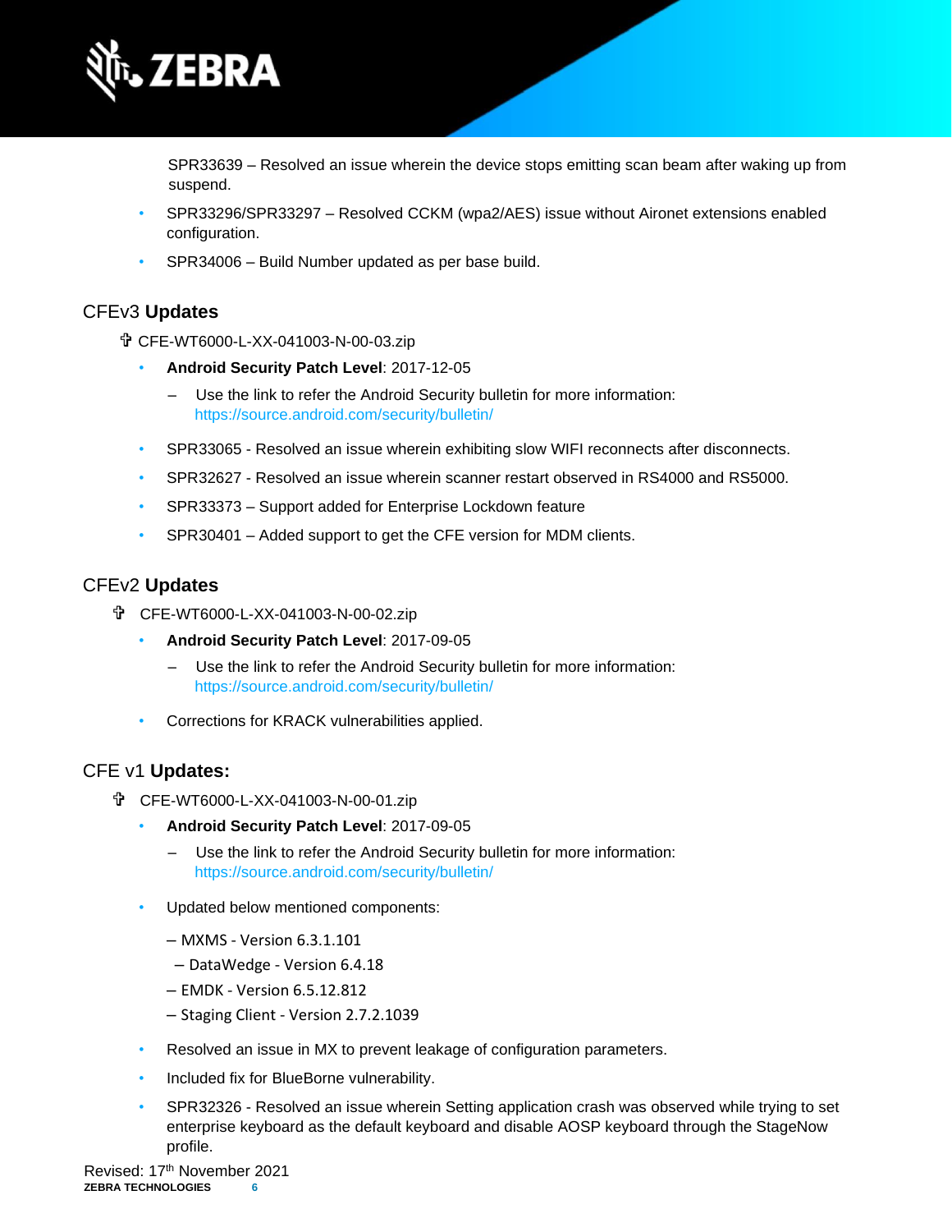SPR33639 – Resolved an issue wherein the device stops emitting scan beam after waking up from suspend.

- SPR33296/SPR33297 – Resolved CCKM (wpa2/AES) issue without Aironet extensions enabled configuration.
- SPR34006 – Build Number updated as per base build.

## CFEv3 **Updates**

- CFE-WT6000-L-XX-041003-N-00-03.zip
  - **Android Security Patch Level**: 2017-12-05
    - Use the link to refer the Android Security bulletin for more information: https://source.android.com/security/bulletin/
  - SPR33065 - Resolved an issue wherein exhibiting slow WIFI reconnects after disconnects.
  - SPR32627 - Resolved an issue wherein scanner restart observed in RS4000 and RS5000.
  - SPR33373 – Support added for Enterprise Lockdown feature
  - SPR30401 – Added support to get the CFE version for MDM clients.

## CFEv2 **Updates**

- CFE-WT6000-L-XX-041003-N-00-02.zip
  - **Android Security Patch Level**: 2017-09-05
    - Use the link to refer the Android Security bulletin for more information: https://source.android.com/security/bulletin/
  - Corrections for KRACK vulnerabilities applied.

## CFE v1 **Updates:**

- CFE-WT6000-L-XX-041003-N-00-01.zip
  - **Android Security Patch Level**: 2017-09-05
    - Use the link to refer the Android Security bulletin for more information: https://source.android.com/security/bulletin/
  - Updated below mentioned components:
    - MXMS - Version 6.3.1.101
    - DataWedge - Version 6.4.18
    - EMDK - Version 6.5.12.812
    - Staging Client - Version 2.7.2.1039
  - Resolved an issue in MX to prevent leakage of configuration parameters.
  - Included fix for BlueBorne vulnerability.
  - SPR32326 - Resolved an issue wherein Setting application crash was observed while trying to set enterprise keyboard as the default keyboard and disable AOSP keyboard through the StageNow profile.

Revised: 17th November 2021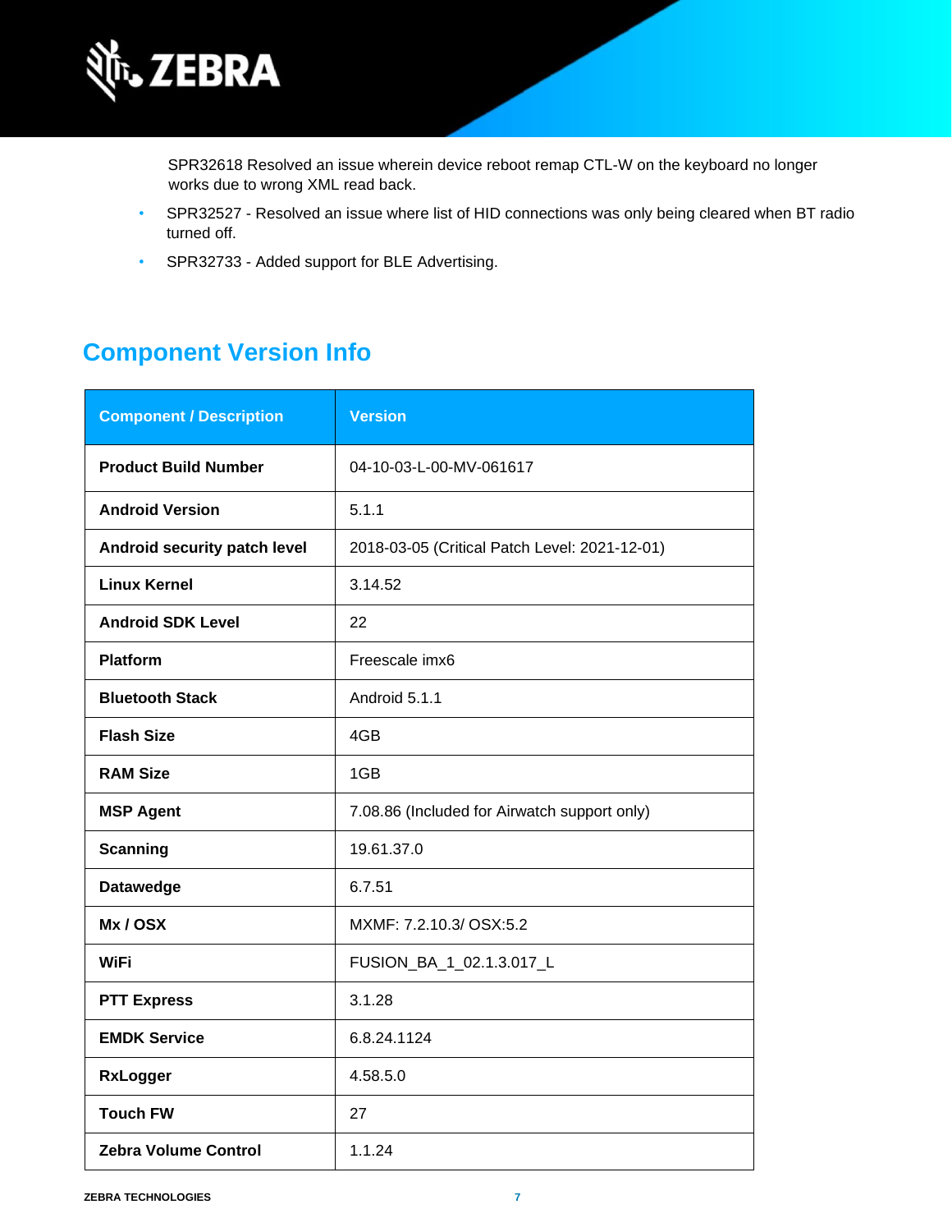SPR32618 Resolved an issue wherein device reboot remap CTL-W on the keyboard no longer works due to wrong XML read back.

- SPR32527 - Resolved an issue where list of HID connections was only being cleared when BT radio turned off.
- SPR32733 - Added support for BLE Advertising.

## Component Version Info

| Component / Description | Version |
|---|---|
| **Product Build Number** | 04-10-03-L-00-MV-061617 |
| **Android Version** | 5.1.1 |
| **Android security patch level** | 2018-03-05 (Critical Patch Level: 2021-12-01) |
| **Linux Kernel** | 3.14.52 |
| **Android SDK Level** | 22 |
| **Platform** | Freescale imx6 |
| **Bluetooth Stack** | Android 5.1.1 |
| **Flash Size** | 4GB |
| **RAM Size** | 1GB |
| **MSP Agent** | 7.08.86 (Included for Airwatch support only) |
| **Scanning** | 19.61.37.0 |
| **Datawedge** | 6.7.51 |
| **Mx / OSX** | MXMF: 7.2.10.3/ OSX:5.2 |
| **WiFi** | FUSION_BA_1_02.1.3.017_L |
| **PTT Express** | 3.1.28 |
| **EMDK Service** | 6.8.24.1124 |
| **RxLogger** | 4.58.5.0 |
| **Touch FW** | 27 |
| **Zebra Volume Control** | 1.1.24 |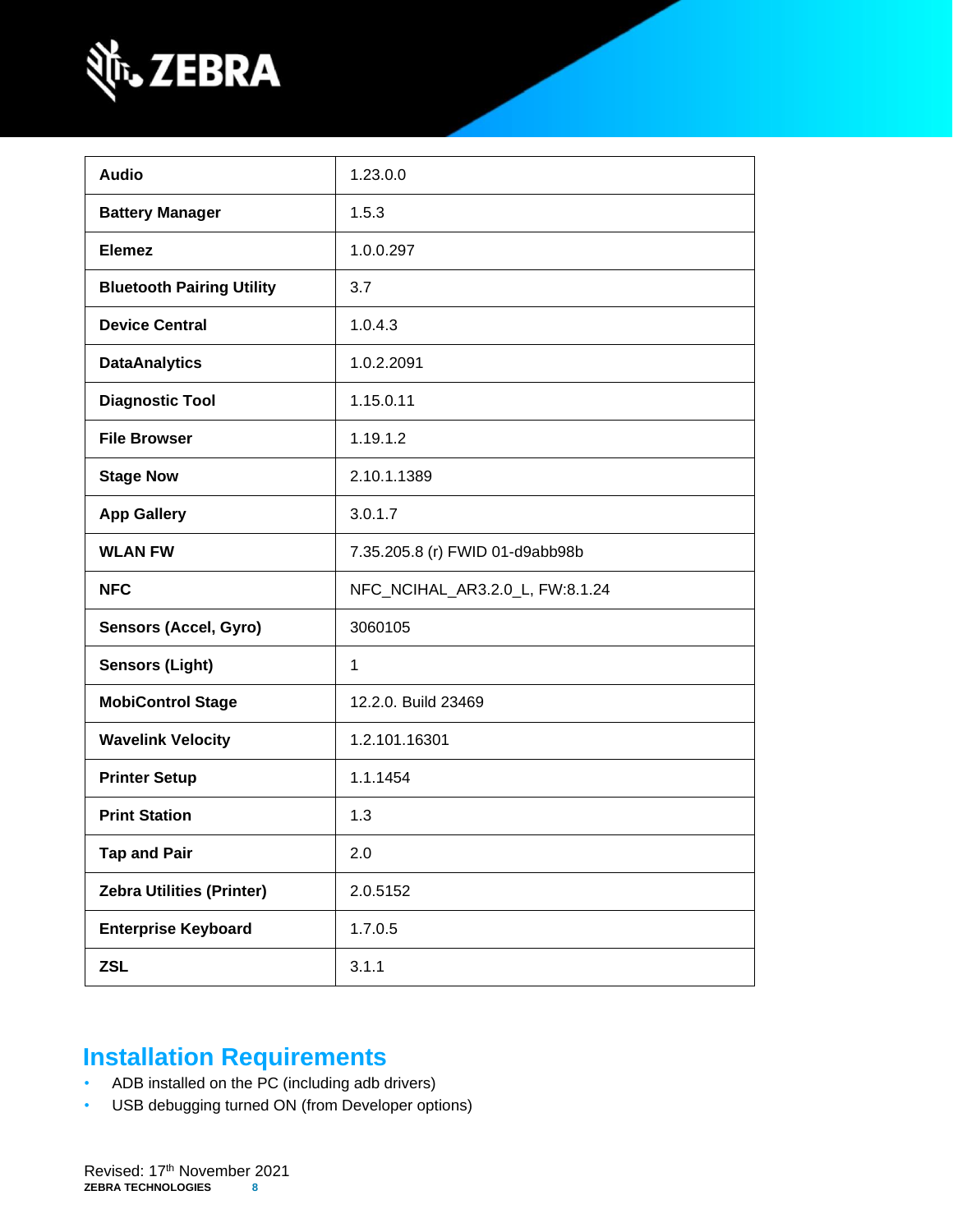| Audio | 1.23.0.0 |
| --- | --- |
| Battery Manager | 1.5.3 |
| Elemez | 1.0.0.297 |
| Bluetooth Pairing Utility | 3.7 |
| Device Central | 1.0.4.3 |
| DataAnalytics | 1.0.2.2091 |
| Diagnostic Tool | 1.15.0.11 |
| File Browser | 1.19.1.2 |
| Stage Now | 2.10.1.1389 |
| App Gallery | 3.0.1.7 |
| WLAN FW | 7.35.205.8 (r) FWID 01-d9abb98b |
| NFC | NFC_NCIHAL_AR3.2.0_L, FW:8.1.24 |
| Sensors (Accel, Gyro) | 3060105 |
| Sensors (Light) | 1 |
| MobiControl Stage | 12.2.0. Build 23469 |
| Wavelink Velocity | 1.2.101.16301 |
| Printer Setup | 1.1.1454 |
| Print Station | 1.3 |
| Tap and Pair | 2.0 |
| Zebra Utilities (Printer) | 2.0.5152 |
| Enterprise Keyboard | 1.7.0.5 |
| ZSL | 3.1.1 |

## Installation Requirements

- ADB installed on the PC (including adb drivers)
- USB debugging turned ON (from Developer options)

Revised: 17th November 2021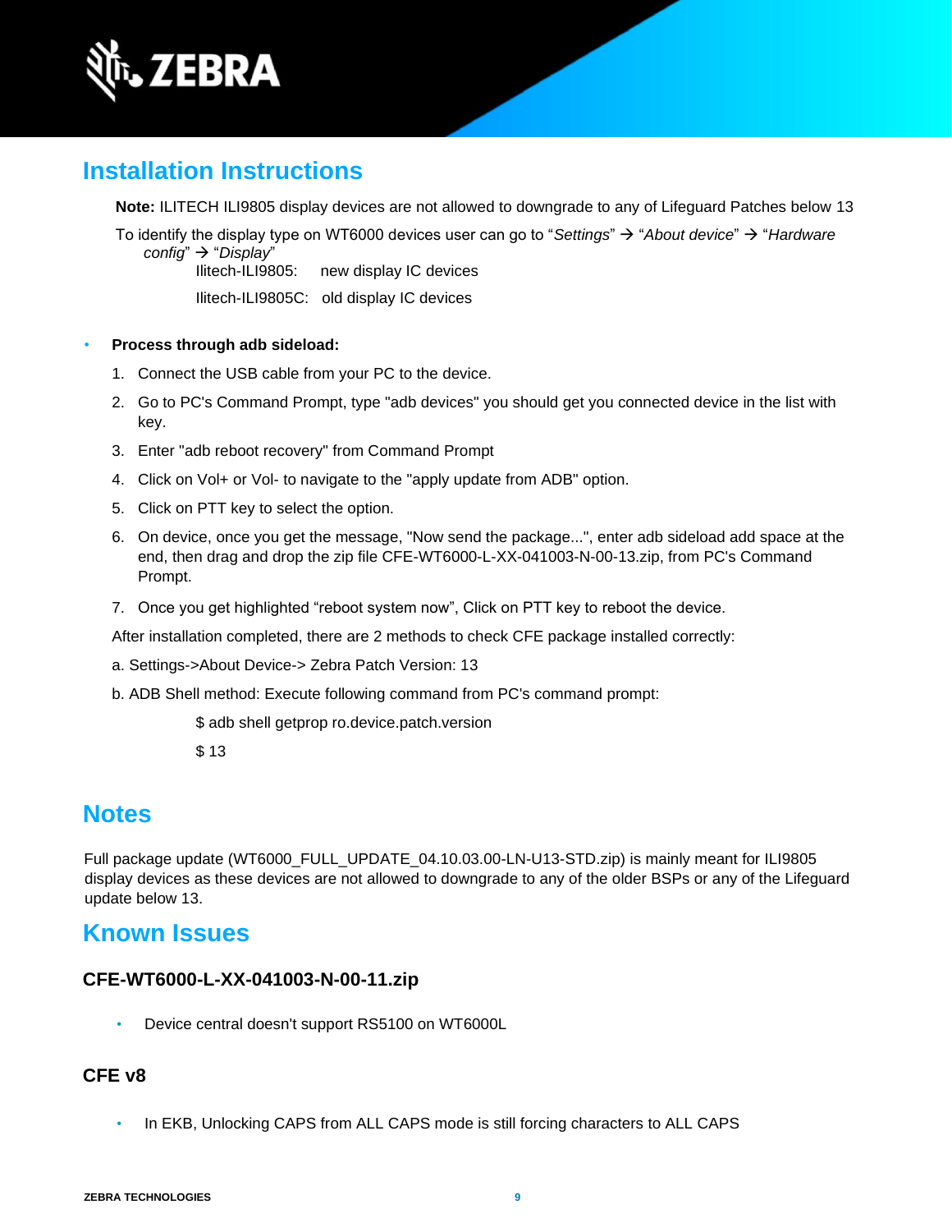## Installation Instructions

**Note:** ILITECH ILI9805 display devices are not allowed to downgrade to any of Lifeguard Patches below 13

To identify the display type on WT6000 devices user can go to "*Settings*" → "*About device*" → "*Hardware config*" → "*Display*"

Ilitech-ILI9805: new display IC devices

Ilitech-ILI9805C: old display IC devices

- **Process through adb sideload:**

1. Connect the USB cable from your PC to the device.
2. Go to PC's Command Prompt, type "adb devices" you should get you connected device in the list with key.
3. Enter "adb reboot recovery" from Command Prompt
4. Click on Vol+ or Vol- to navigate to the "apply update from ADB" option.
5. Click on PTT key to select the option.
6. On device, once you get the message, "Now send the package...", enter adb sideload add space at the end, then drag and drop the zip file CFE-WT6000-L-XX-041003-N-00-13.zip, from PC's Command Prompt.
7. Once you get highlighted "reboot system now", Click on PTT key to reboot the device.

After installation completed, there are 2 methods to check CFE package installed correctly:

a. Settings->About Device-> Zebra Patch Version: 13

b. ADB Shell method: Execute following command from PC's command prompt:

```
$ adb shell getprop ro.device.patch.version
$ 13
```

## Notes

Full package update (WT6000_FULL_UPDATE_04.10.03.00-LN-U13-STD.zip) is mainly meant for ILI9805 display devices as these devices are not allowed to downgrade to any of the older BSPs or any of the Lifeguard update below 13.

## Known Issues

### CFE-WT6000-L-XX-041003-N-00-11.zip

- Device central doesn't support RS5100 on WT6000L

### CFE v8

- In EKB, Unlocking CAPS from ALL CAPS mode is still forcing characters to ALL CAPS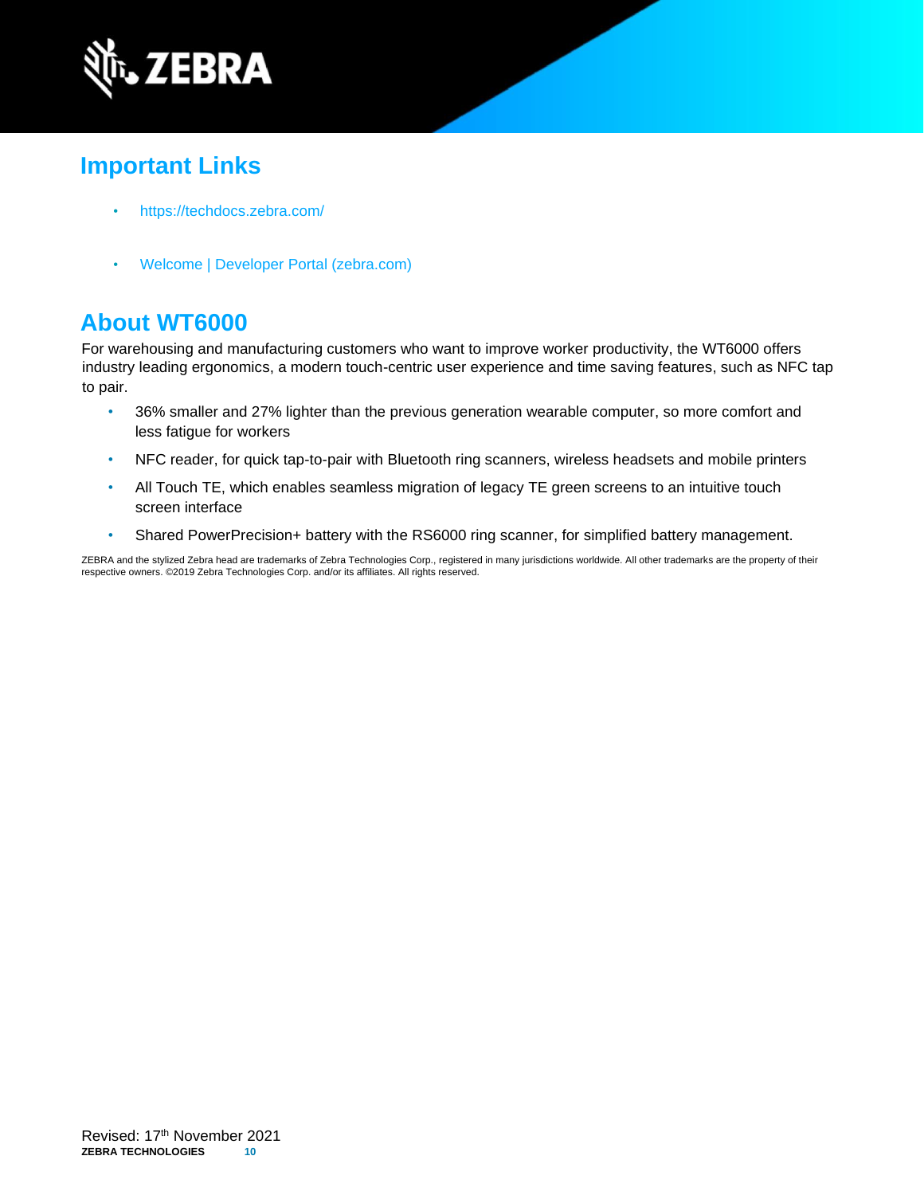## Important Links

- https://techdocs.zebra.com/
- Welcome | Developer Portal (zebra.com)

## About WT6000

For warehousing and manufacturing customers who want to improve worker productivity, the WT6000 offers industry leading ergonomics, a modern touch-centric user experience and time saving features, such as NFC tap to pair.

- 36% smaller and 27% lighter than the previous generation wearable computer, so more comfort and less fatigue for workers
- NFC reader, for quick tap-to-pair with Bluetooth ring scanners, wireless headsets and mobile printers
- All Touch TE, which enables seamless migration of legacy TE green screens to an intuitive touch screen interface
- Shared PowerPrecision+ battery with the RS6000 ring scanner, for simplified battery management.

ZEBRA and the stylized Zebra head are trademarks of Zebra Technologies Corp., registered in many jurisdictions worldwide. All other trademarks are the property of their respective owners. ©2019 Zebra Technologies Corp. and/or its affiliates. All rights reserved.

Revised: 17th November 2021